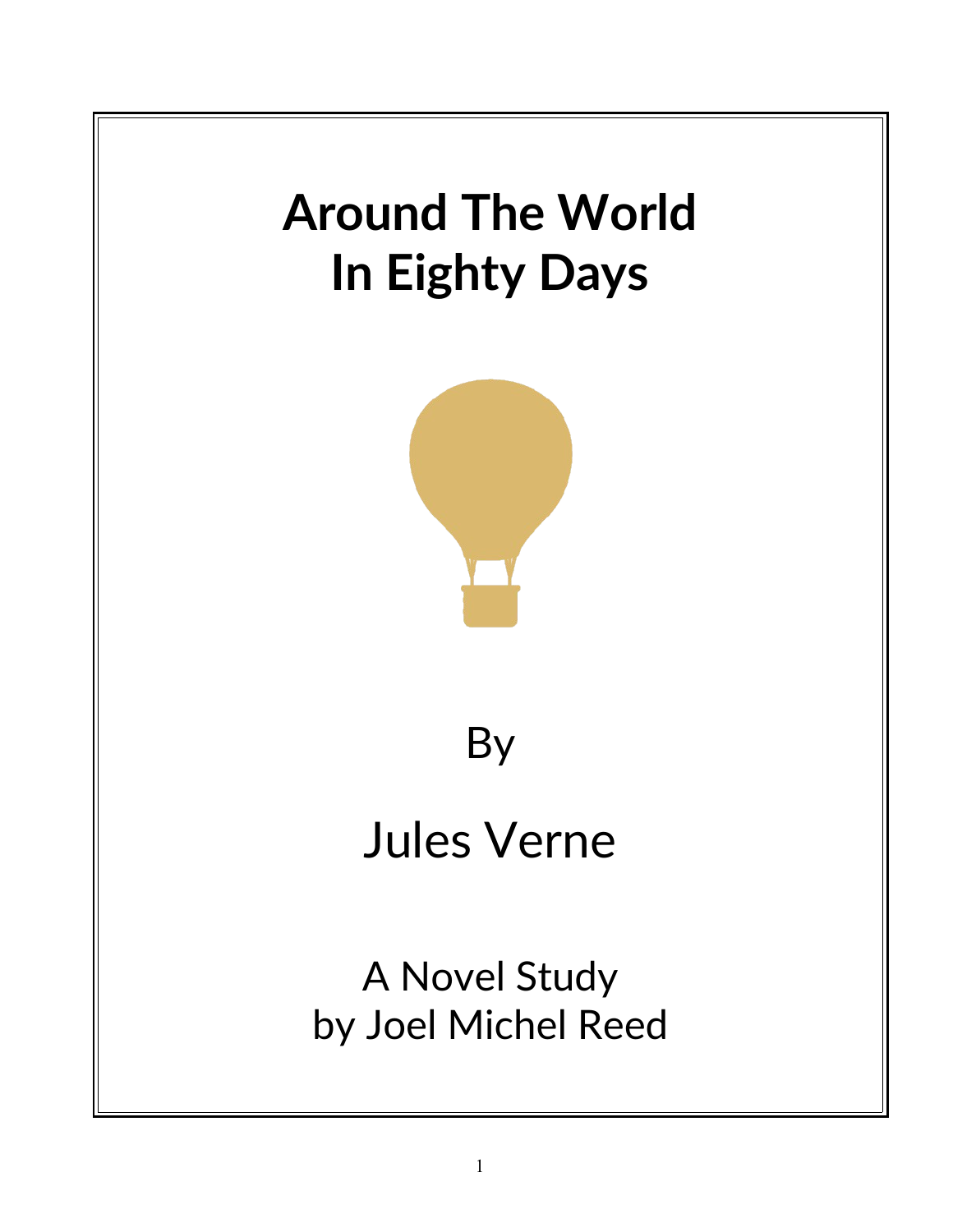# Around The World In Eighty Days

By

Jules Verne

A Novel Study
by Joel Michel Reed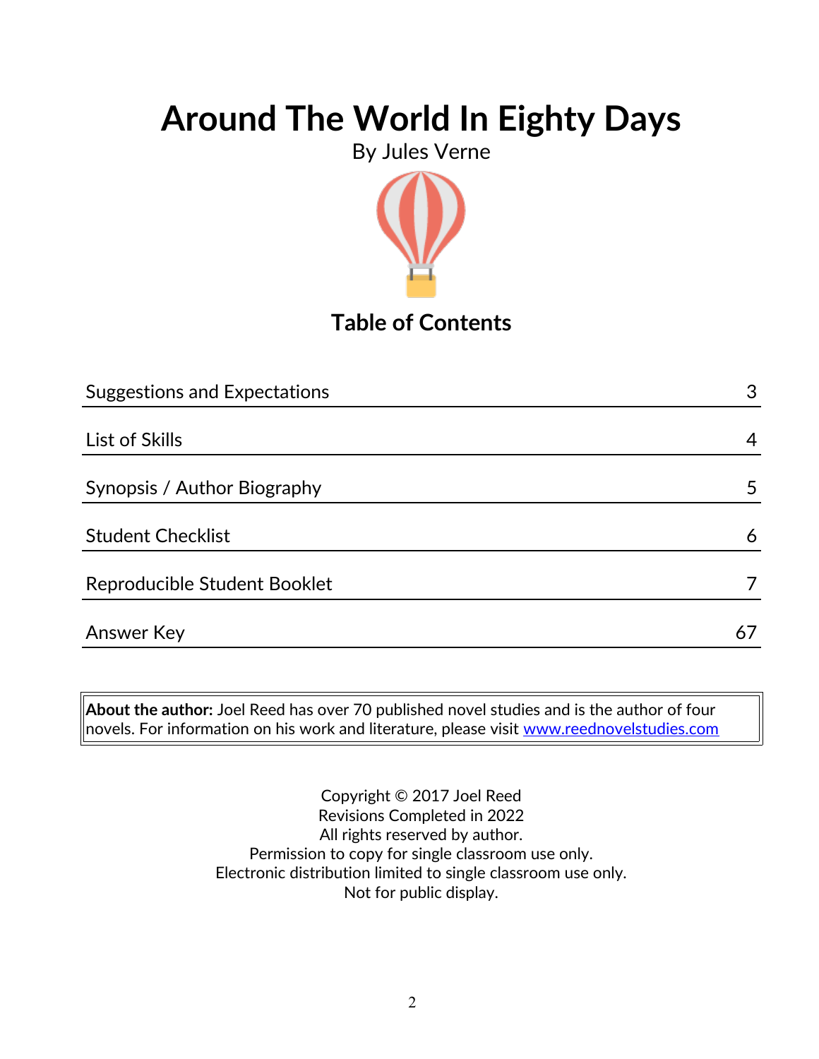# Around The World In Eighty Days

By Jules Verne

## Table of Contents

| | |
|---|---|
| Suggestions and Expectations | 3 |
| List of Skills | 4 |
| Synopsis / Author Biography | 5 |
| Student Checklist | 6 |
| Reproducible Student Booklet | 7 |
| Answer Key | 67 |

**About the author:** Joel Reed has over 70 published novel studies and is the author of four novels. For information on his work and literature, please visit www.reednovelstudies.com

Copyright © 2017 Joel Reed
Revisions Completed in 2022
All rights reserved by author.
Permission to copy for single classroom use only.
Electronic distribution limited to single classroom use only.
Not for public display.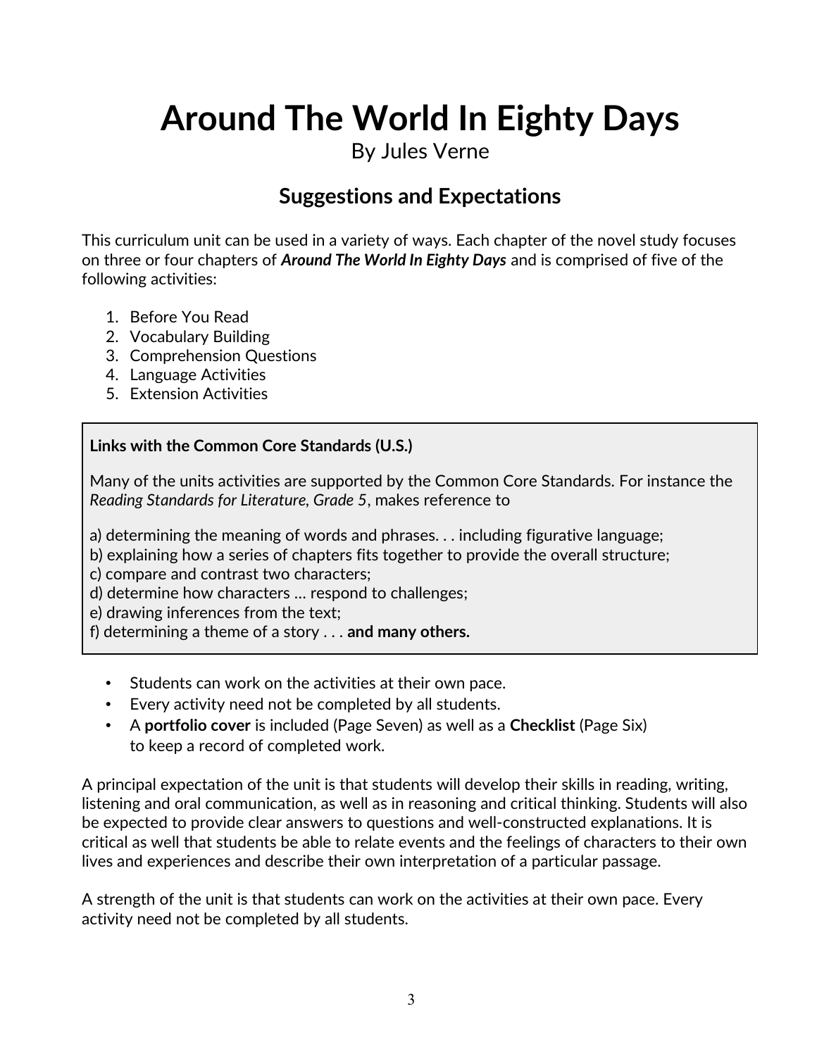# Around The World In Eighty Days

By Jules Verne

## Suggestions and Expectations

This curriculum unit can be used in a variety of ways. Each chapter of the novel study focuses on three or four chapters of ***Around The World In Eighty Days*** and is comprised of five of the following activities:

1. Before You Read
2. Vocabulary Building
3. Comprehension Questions
4. Language Activities
5. Extension Activities

**Links with the Common Core Standards (U.S.)**

Many of the units activities are supported by the Common Core Standards. For instance the *Reading Standards for Literature, Grade 5*, makes reference to

a) determining the meaning of words and phrases. . . including figurative language;
b) explaining how a series of chapters fits together to provide the overall structure;
c) compare and contrast two characters;
d) determine how characters … respond to challenges;
e) drawing inferences from the text;
f) determining a theme of a story . . . **and many others.**

- Students can work on the activities at their own pace.
- Every activity need not be completed by all students.
- A **portfolio cover** is included (Page Seven) as well as a **Checklist** (Page Six) to keep a record of completed work.

A principal expectation of the unit is that students will develop their skills in reading, writing, listening and oral communication, as well as in reasoning and critical thinking. Students will also be expected to provide clear answers to questions and well-constructed explanations. It is critical as well that students be able to relate events and the feelings of characters to their own lives and experiences and describe their own interpretation of a particular passage.

A strength of the unit is that students can work on the activities at their own pace. Every activity need not be completed by all students.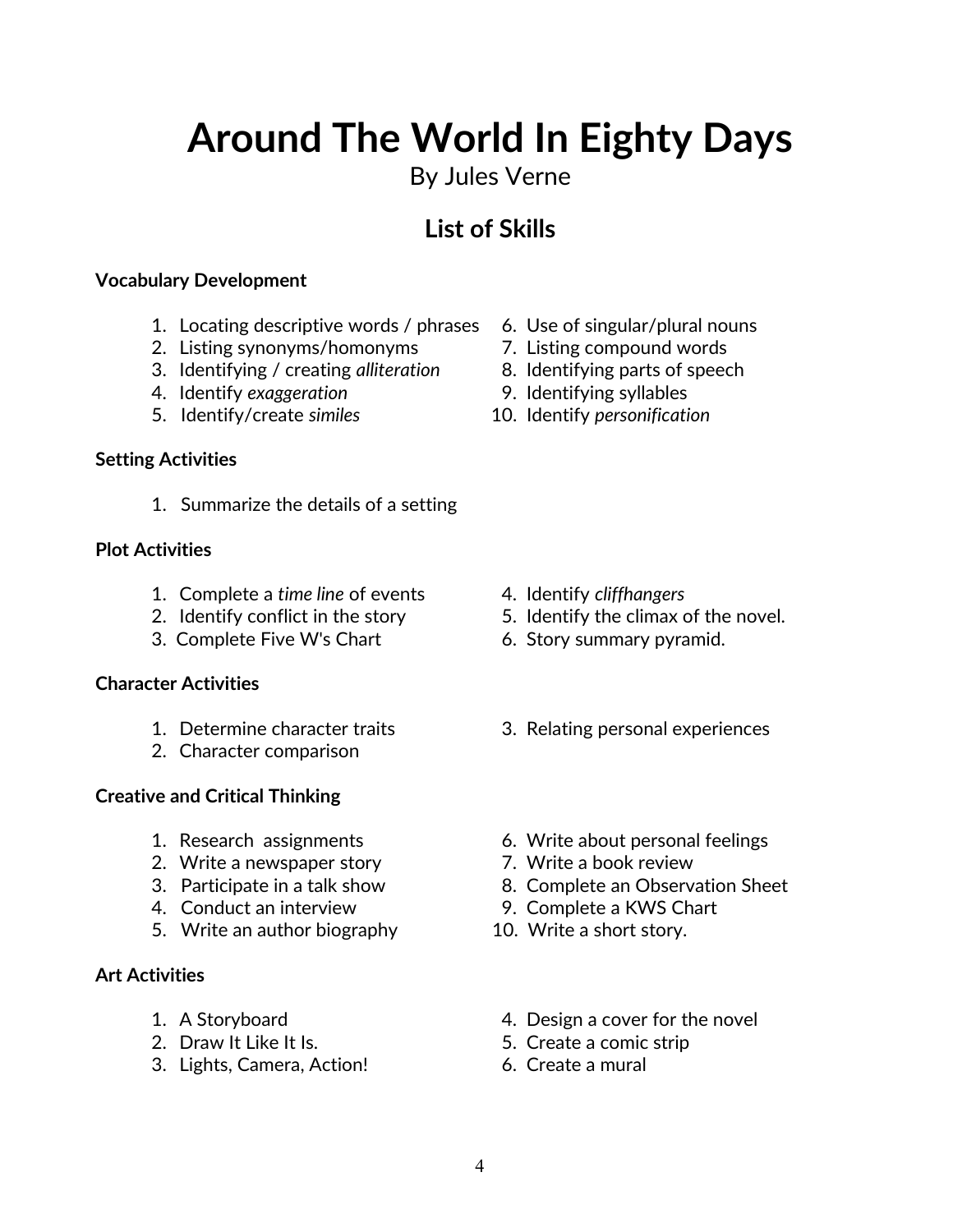# Around The World In Eighty Days

By Jules Verne

## List of Skills

**Vocabulary Development**

1. Locating descriptive words / phrases
2. Listing synonyms/homonyms
3. Identifying / creating *alliteration*
4. Identify *exaggeration*
5. Identify/create *similes*
6. Use of singular/plural nouns
7. Listing compound words
8. Identifying parts of speech
9. Identifying syllables
10. Identify *personification*

**Setting Activities**

1. Summarize the details of a setting

**Plot Activities**

1. Complete a *time line* of events
2. Identify conflict in the story
3. Complete Five W's Chart
4. Identify *cliffhangers*
5. Identify the climax of the novel.
6. Story summary pyramid.

**Character Activities**

1. Determine character traits
2. Character comparison
3. Relating personal experiences

**Creative and Critical Thinking**

1. Research assignments
2. Write a newspaper story
3. Participate in a talk show
4. Conduct an interview
5. Write an author biography
6. Write about personal feelings
7. Write a book review
8. Complete an Observation Sheet
9. Complete a KWS Chart
10. Write a short story.

**Art Activities**

1. A Storyboard
2. Draw It Like It Is.
3. Lights, Camera, Action!
4. Design a cover for the novel
5. Create a comic strip
6. Create a mural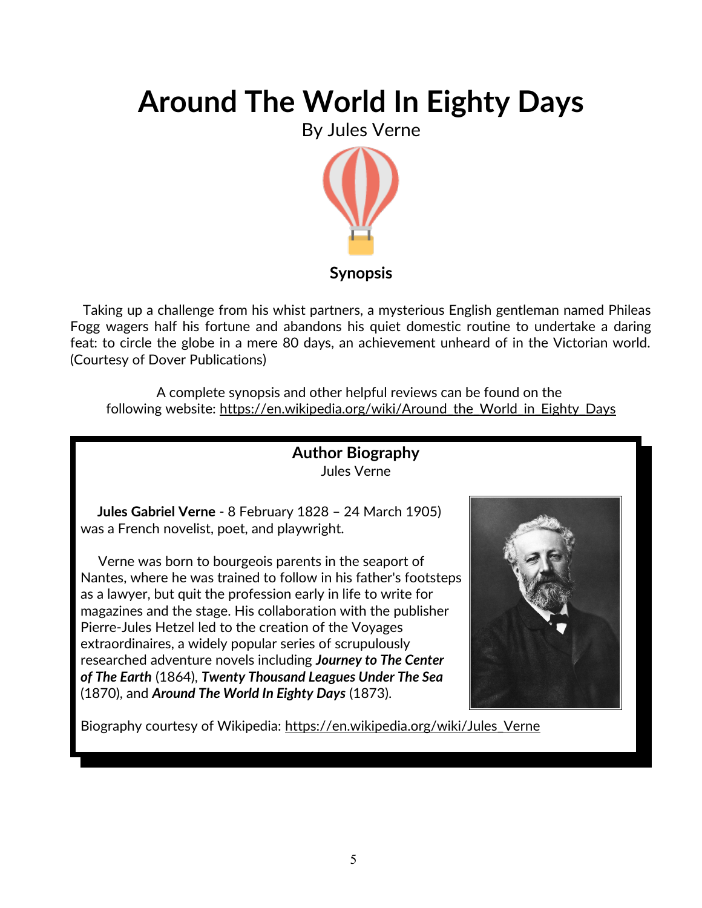# Around The World In Eighty Days

By Jules Verne

**Synopsis**

Taking up a challenge from his whist partners, a mysterious English gentleman named Phileas Fogg wagers half his fortune and abandons his quiet domestic routine to undertake a daring feat: to circle the globe in a mere 80 days, an achievement unheard of in the Victorian world. (Courtesy of Dover Publications)

A complete synopsis and other helpful reviews can be found on the following website: https://en.wikipedia.org/wiki/Around_the_World_in_Eighty_Days

**Author Biography**

Jules Verne

**Jules Gabriel Verne** - 8 February 1828 – 24 March 1905) was a French novelist, poet, and playwright.

Verne was born to bourgeois parents in the seaport of Nantes, where he was trained to follow in his father's footsteps as a lawyer, but quit the profession early in life to write for magazines and the stage. His collaboration with the publisher Pierre-Jules Hetzel led to the creation of the Voyages extraordinaires, a widely popular series of scrupulously researched adventure novels including ***Journey to The Center of The Earth*** (1864), ***Twenty Thousand Leagues Under The Sea*** (1870), and ***Around The World In Eighty Days*** (1873).

Biography courtesy of Wikipedia: https://en.wikipedia.org/wiki/Jules_Verne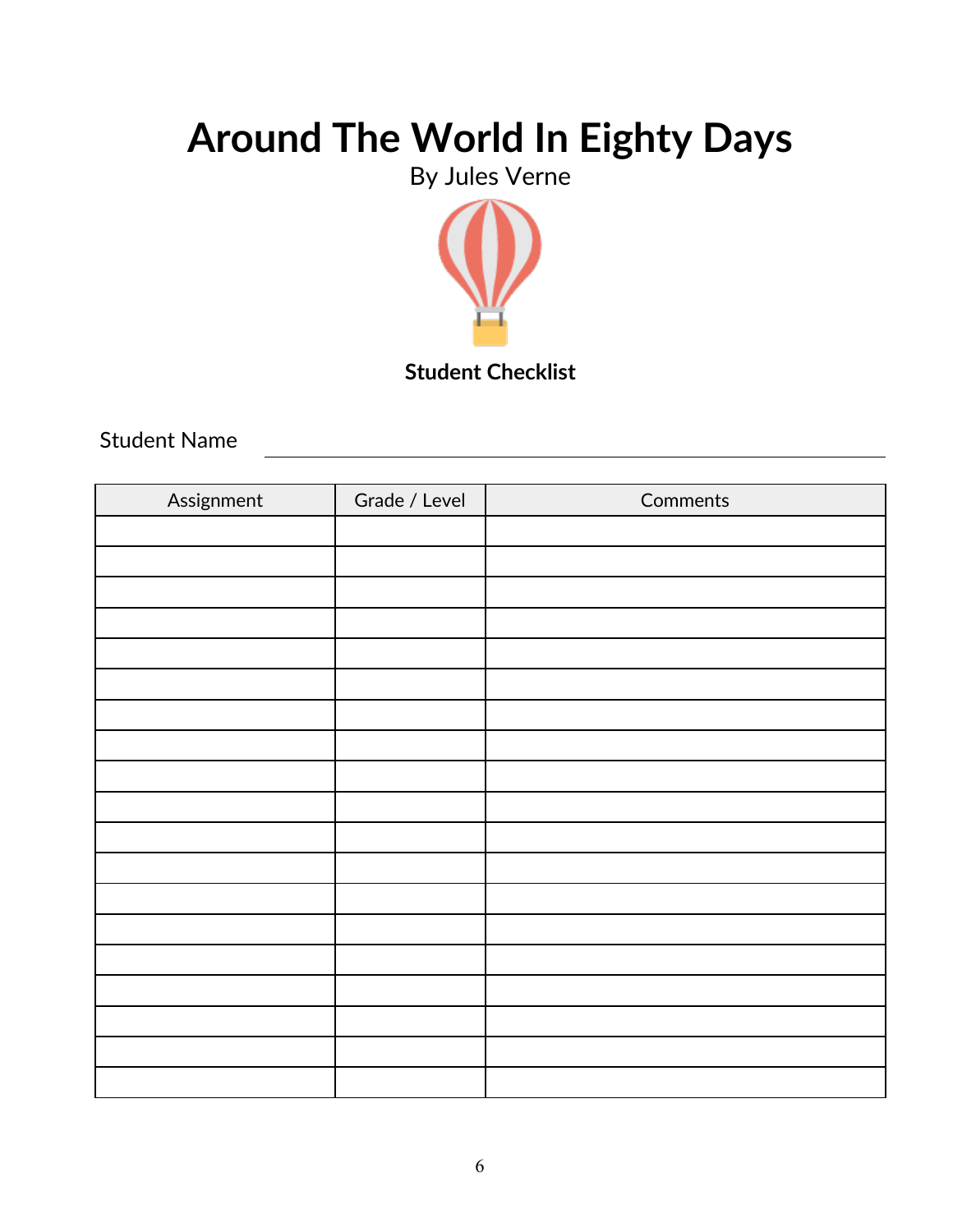# Around The World In Eighty Days

By Jules Verne

**Student Checklist**

Student Name ______________________________

| Assignment | Grade / Level | Comments |
|---|---|---|
| | | |
| | | |
| | | |
| | | |
| | | |
| | | |
| | | |
| | | |
| | | |
| | | |
| | | |
| | | |
| | | |
| | | |
| | | |
| | | |
| | | |
| | | |
| | | |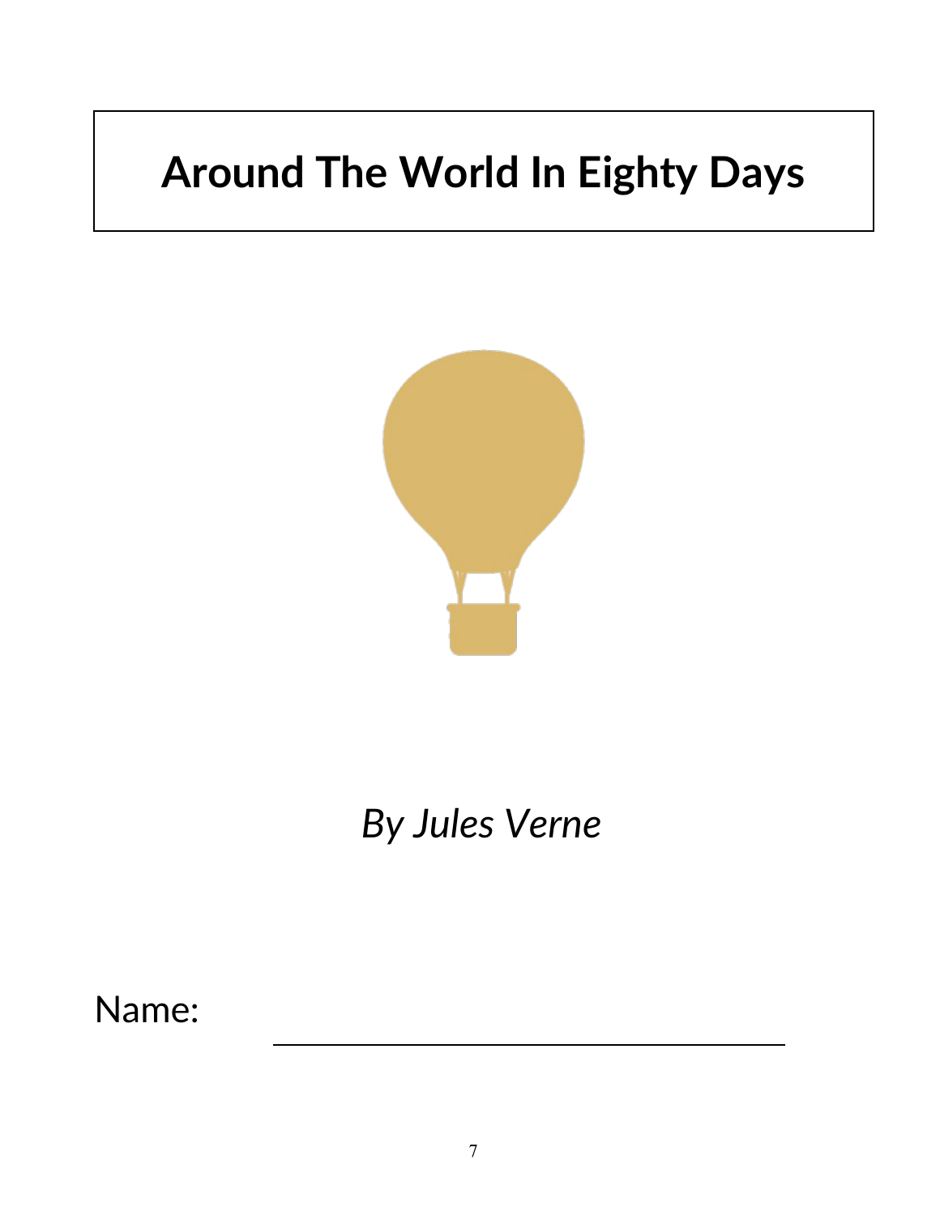# Around The World In Eighty Days

*By Jules Verne*

Name: ______________________________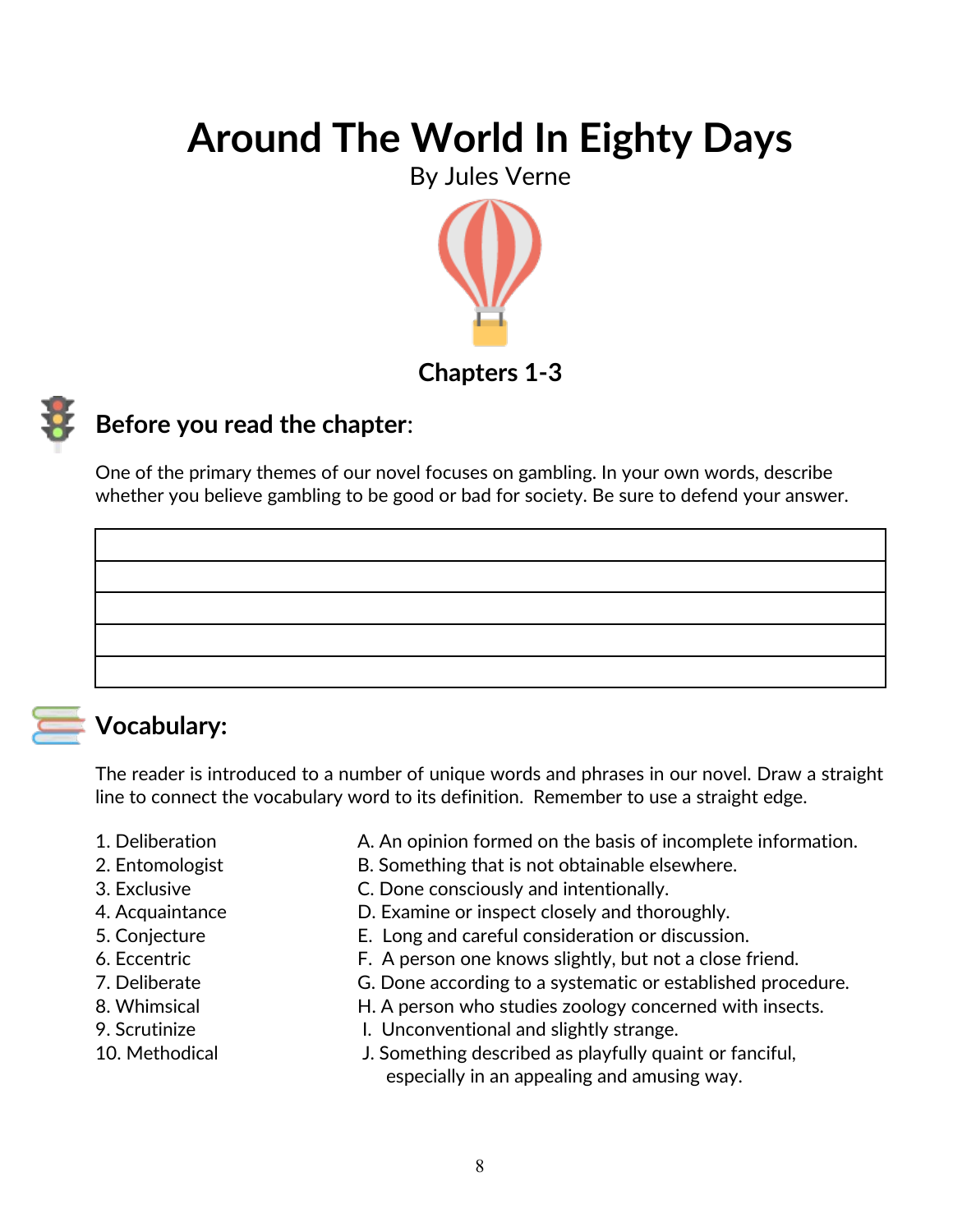# Around The World In Eighty Days

By Jules Verne

## Chapters 1-3

### Before you read the chapter:

One of the primary themes of our novel focuses on gambling. In your own words, describe whether you believe gambling to be good or bad for society. Be sure to defend your answer.

|  |
|---|
|  |
|  |
|  |
|  |

### Vocabulary:

The reader is introduced to a number of unique words and phrases in our novel. Draw a straight line to connect the vocabulary word to its definition. Remember to use a straight edge.

| | |
|---|---|
| 1. Deliberation | A. An opinion formed on the basis of incomplete information. |
| 2. Entomologist | B. Something that is not obtainable elsewhere. |
| 3. Exclusive | C. Done consciously and intentionally. |
| 4. Acquaintance | D. Examine or inspect closely and thoroughly. |
| 5. Conjecture | E. Long and careful consideration or discussion. |
| 6. Eccentric | F. A person one knows slightly, but not a close friend. |
| 7. Deliberate | G. Done according to a systematic or established procedure. |
| 8. Whimsical | H. A person who studies zoology concerned with insects. |
| 9. Scrutinize | I. Unconventional and slightly strange. |
| 10. Methodical | J. Something described as playfully quaint or fanciful, especially in an appealing and amusing way. |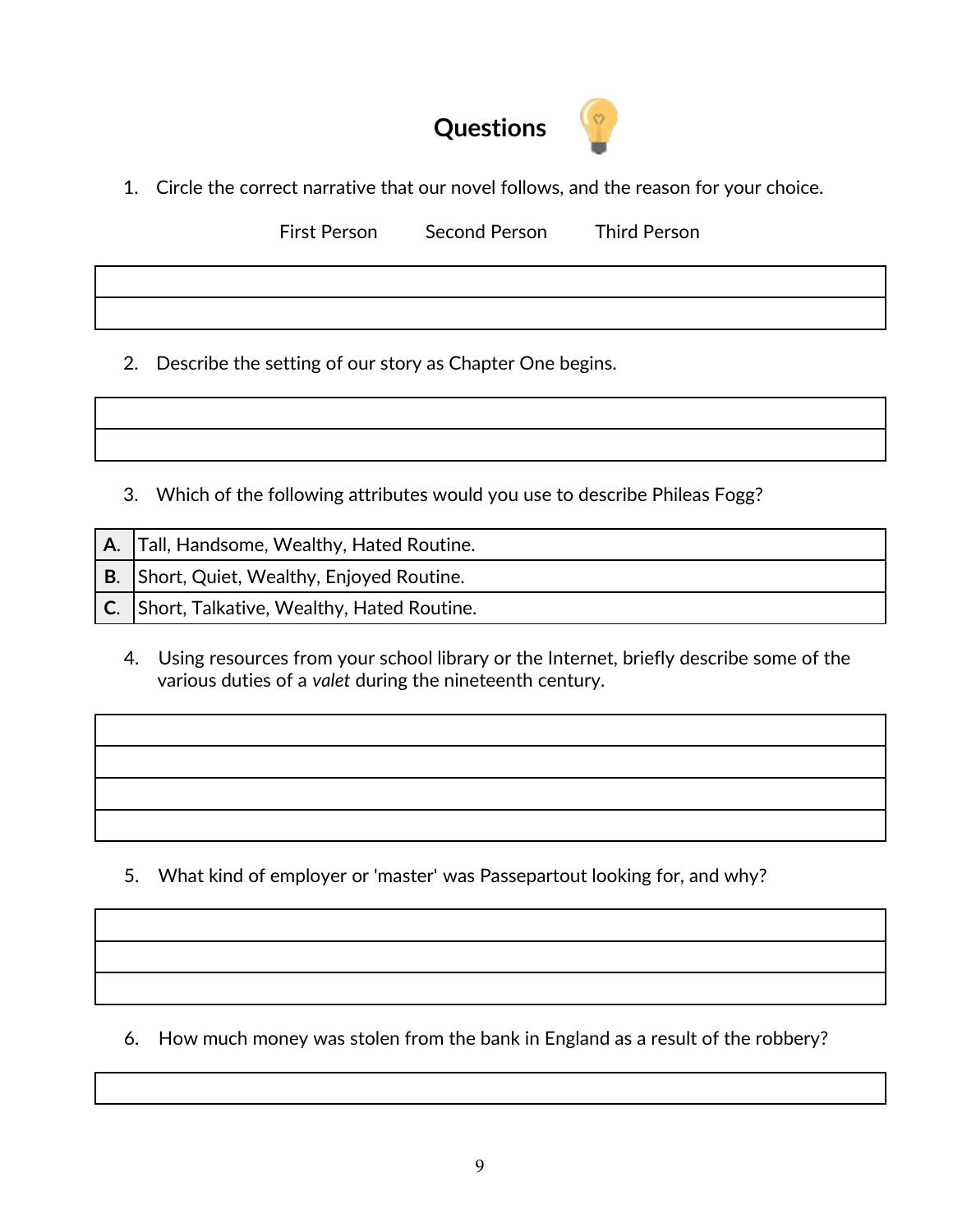# Questions

1. Circle the correct narrative that our novel follows, and the reason for your choice.

   First Person &nbsp;&nbsp;&nbsp;&nbsp; Second Person &nbsp;&nbsp;&nbsp;&nbsp; Third Person

2. Describe the setting of our story as Chapter One begins.

3. Which of the following attributes would you use to describe Phileas Fogg?

| | |
|---|---|
| **A.** | Tall, Handsome, Wealthy, Hated Routine. |
| **B.** | Short, Quiet, Wealthy, Enjoyed Routine. |
| **C.** | Short, Talkative, Wealthy, Hated Routine. |

4. Using resources from your school library or the Internet, briefly describe some of the various duties of a *valet* during the nineteenth century.

5. What kind of employer or 'master' was Passepartout looking for, and why?

6. How much money was stolen from the bank in England as a result of the robbery?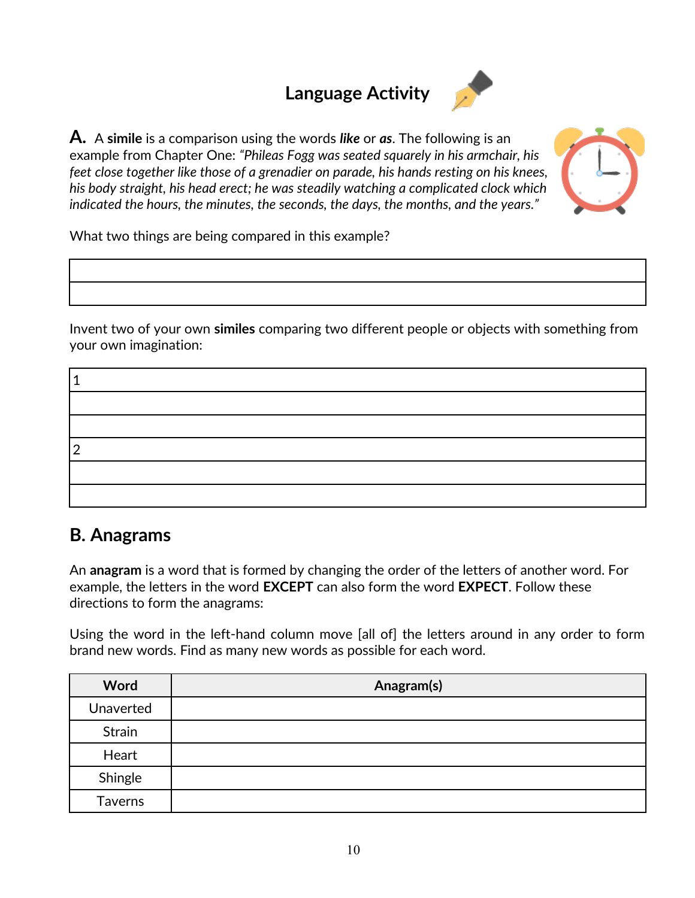# Language Activity

**A.** A **simile** is a comparison using the words ***like*** or ***as***. The following is an example from Chapter One: *"Phileas Fogg was seated squarely in his armchair, his feet close together like those of a grenadier on parade, his hands resting on his knees, his body straight, his head erect; he was steadily watching a complicated clock which indicated the hours, the minutes, the seconds, the days, the months, and the years."*

What two things are being compared in this example?

| |
|---|
| |
| |

Invent two of your own **similes** comparing two different people or objects with something from your own imagination:

| |
|---|
| 1 |
| |
| |
| 2 |
| |
| |

## B. Anagrams

An **anagram** is a word that is formed by changing the order of the letters of another word. For example, the letters in the word **EXCEPT** can also form the word **EXPECT**. Follow these directions to form the anagrams:

Using the word in the left-hand column move [all of] the letters around in any order to form brand new words. Find as many new words as possible for each word.

| Word | Anagram(s) |
|---|---|
| Unaverted | |
| Strain | |
| Heart | |
| Shingle | |
| Taverns | |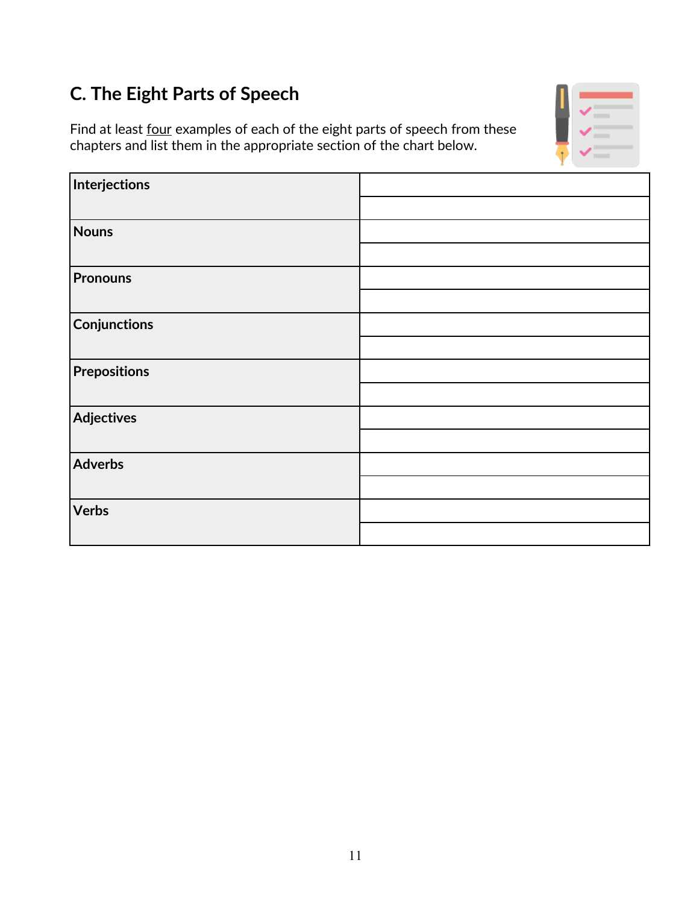## C. The Eight Parts of Speech

Find at least four examples of each of the eight parts of speech from these chapters and list them in the appropriate section of the chart below.

| | |
|---|---|
| **Interjections** | |
| | |
| **Nouns** | |
| | |
| **Pronouns** | |
| | |
| **Conjunctions** | |
| | |
| **Prepositions** | |
| | |
| **Adjectives** | |
| | |
| **Adverbs** | |
| | |
| **Verbs** | |
| | |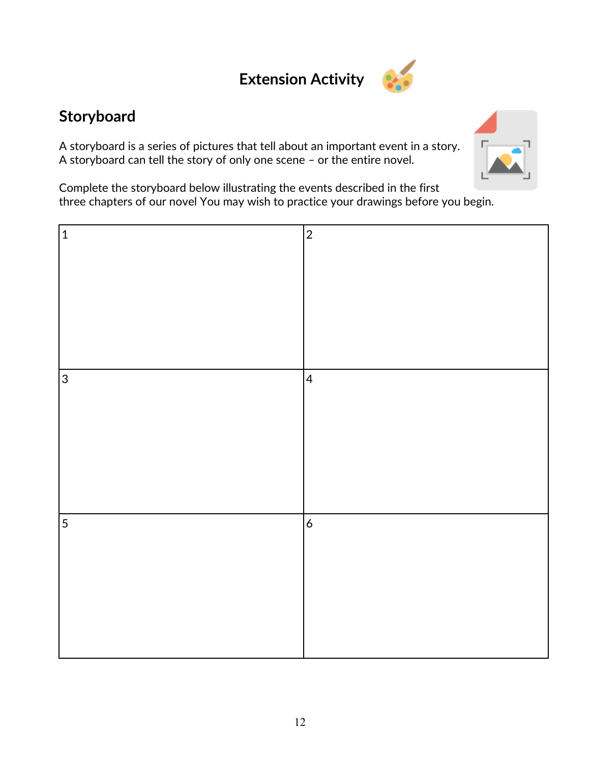# Extension Activity

## Storyboard

A storyboard is a series of pictures that tell about an important event in a story. A storyboard can tell the story of only one scene – or the entire novel.

Complete the storyboard below illustrating the events described in the first three chapters of our novel You may wish to practice your drawings before you begin.

| | |
|---|---|
| 1 | 2 |
| 3 | 4 |
| 5 | 6 |